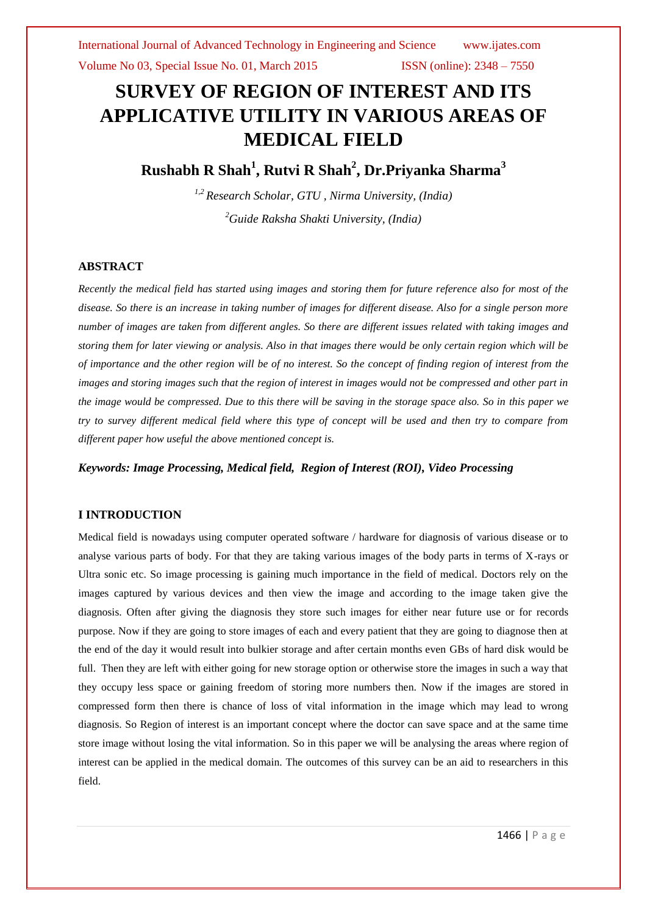# SURVEY OF REGION OF INTEREST AND ITS APPLICATIVE UTILITY IN VARIOUS AREAS OF MEDICAL FIELD

**Rushabh R Shah[1], Rutvi R Shah[2], Dr.Priyanka Sharma[3]**

*[1,2] Research Scholar, GTU , Nirma University, (India)*

*[2]Guide Raksha Shakti University, (India)*

## ABSTRACT

*Recently the medical field has started using images and storing them for future reference also for most of the disease. So there is an increase in taking number of images for different disease. Also for a single person more number of images are taken from different angles. So there are different issues related with taking images and storing them for later viewing or analysis. Also in that images there would be only certain region which will be of importance and the other region will be of no interest. So the concept of finding region of interest from the images and storing images such that the region of interest in images would not be compressed and other part in the image would be compressed. Due to this there will be saving in the storage space also. So in this paper we try to survey different medical field where this type of concept will be used and then try to compare from different paper how useful the above mentioned concept is.*

***Keywords: Image Processing, Medical field, Region of Interest (ROI), Video Processing***

## I INTRODUCTION

Medical field is nowadays using computer operated software / hardware for diagnosis of various disease or to analyse various parts of body. For that they are taking various images of the body parts in terms of X-rays or Ultra sonic etc. So image processing is gaining much importance in the field of medical. Doctors rely on the images captured by various devices and then view the image and according to the image taken give the diagnosis. Often after giving the diagnosis they store such images for either near future use or for records purpose. Now if they are going to store images of each and every patient that they are going to diagnose then at the end of the day it would result into bulkier storage and after certain months even GBs of hard disk would be full. Then they are left with either going for new storage option or otherwise store the images in such a way that they occupy less space or gaining freedom of storing more numbers then. Now if the images are stored in compressed form then there is chance of loss of vital information in the image which may lead to wrong diagnosis. So Region of interest is an important concept where the doctor can save space and at the same time store image without losing the vital information. So in this paper we will be analysing the areas where region of interest can be applied in the medical domain. The outcomes of this survey can be an aid to researchers in this field.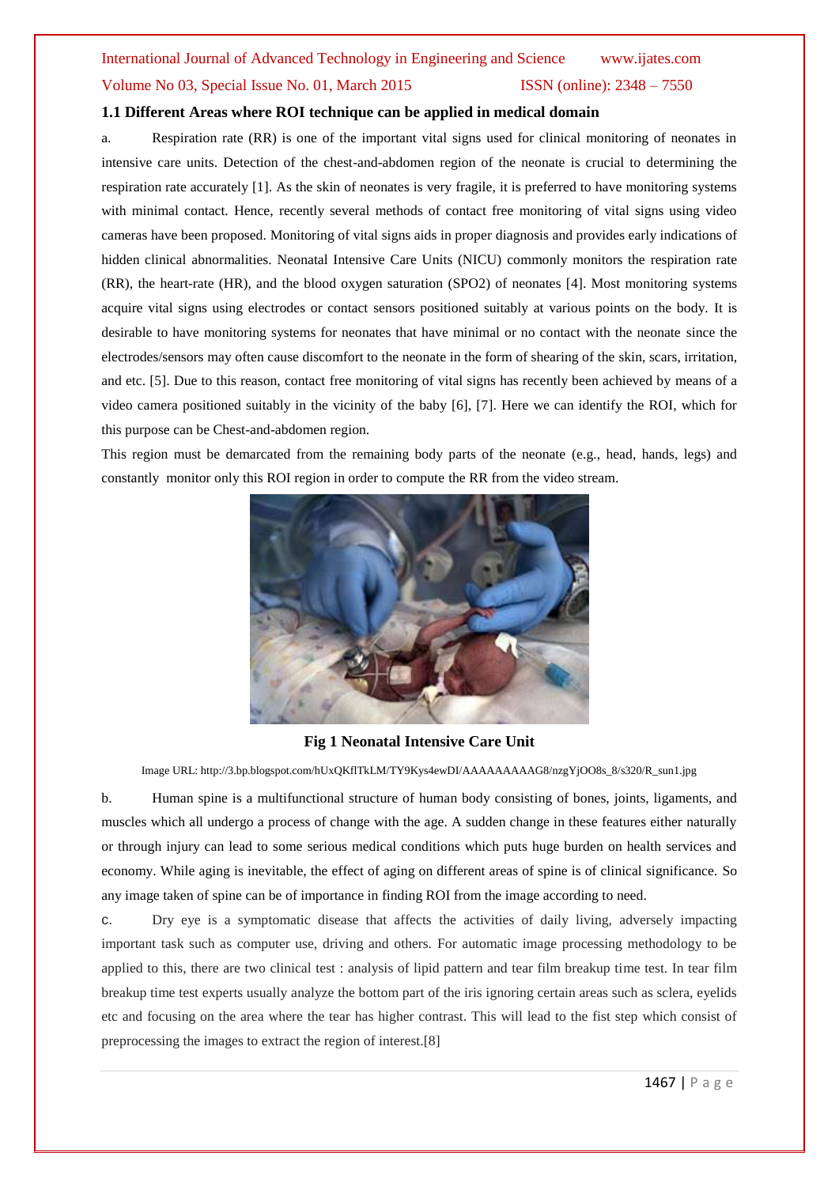### 1.1 Different Areas where ROI technique can be applied in medical domain

a. Respiration rate (RR) is one of the important vital signs used for clinical monitoring of neonates in intensive care units. Detection of the chest-and-abdomen region of the neonate is crucial to determining the respiration rate accurately [1]. As the skin of neonates is very fragile, it is preferred to have monitoring systems with minimal contact. Hence, recently several methods of contact free monitoring of vital signs using video cameras have been proposed. Monitoring of vital signs aids in proper diagnosis and provides early indications of hidden clinical abnormalities. Neonatal Intensive Care Units (NICU) commonly monitors the respiration rate (RR), the heart-rate (HR), and the blood oxygen saturation (SPO2) of neonates [4]. Most monitoring systems acquire vital signs using electrodes or contact sensors positioned suitably at various points on the body. It is desirable to have monitoring systems for neonates that have minimal or no contact with the neonate since the electrodes/sensors may often cause discomfort to the neonate in the form of shearing of the skin, scars, irritation, and etc. [5]. Due to this reason, contact free monitoring of vital signs has recently been achieved by means of a video camera positioned suitably in the vicinity of the baby [6], [7]. Here we can identify the ROI, which for this purpose can be Chest-and-abdomen region.

This region must be demarcated from the remaining body parts of the neonate (e.g., head, hands, legs) and constantly monitor only this ROI region in order to compute the RR from the video stream.

**Fig 1 Neonatal Intensive Care Unit**

Image URL: http://3.bp.blogspot.com/hUxQKflTkLM/TY9Kys4ewDI/AAAAAAAAAG8/nzgYjOO8s_8/s320/R_sun1.jpg

b. Human spine is a multifunctional structure of human body consisting of bones, joints, ligaments, and muscles which all undergo a process of change with the age. A sudden change in these features either naturally or through injury can lead to some serious medical conditions which puts huge burden on health services and economy. While aging is inevitable, the effect of aging on different areas of spine is of clinical significance. So any image taken of spine can be of importance in finding ROI from the image according to need.

c. Dry eye is a symptomatic disease that affects the activities of daily living, adversely impacting important task such as computer use, driving and others. For automatic image processing methodology to be applied to this, there are two clinical test : analysis of lipid pattern and tear film breakup time test. In tear film breakup time test experts usually analyze the bottom part of the iris ignoring certain areas such as sclera, eyelids etc and focusing on the area where the tear has higher contrast. This will lead to the fist step which consist of preprocessing the images to extract the region of interest.[8]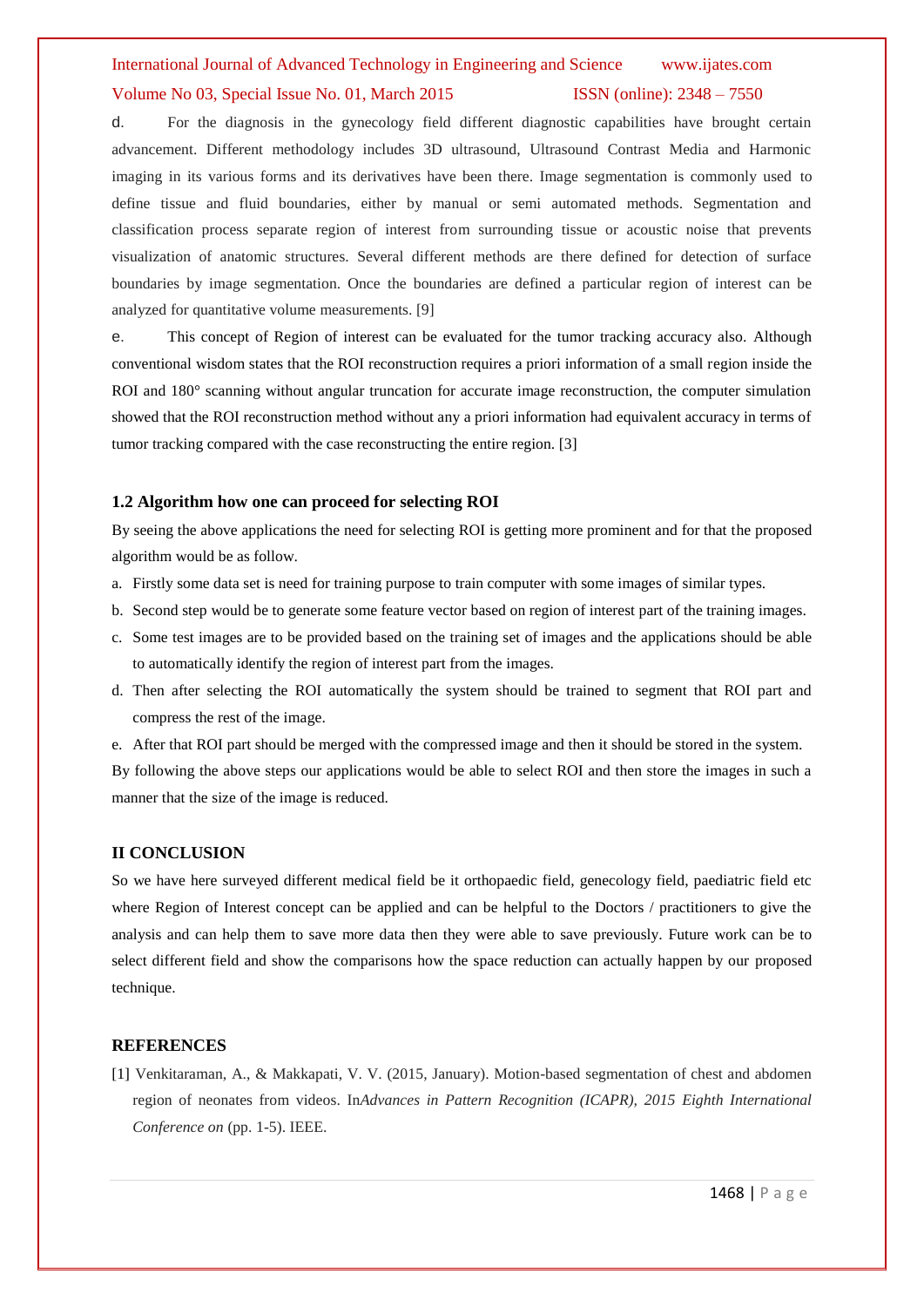d. For the diagnosis in the gynecology field different diagnostic capabilities have brought certain advancement. Different methodology includes 3D ultrasound, Ultrasound Contrast Media and Harmonic imaging in its various forms and its derivatives have been there. Image segmentation is commonly used to define tissue and fluid boundaries, either by manual or semi automated methods. Segmentation and classification process separate region of interest from surrounding tissue or acoustic noise that prevents visualization of anatomic structures. Several different methods are there defined for detection of surface boundaries by image segmentation. Once the boundaries are defined a particular region of interest can be analyzed for quantitative volume measurements. [9]

e. This concept of Region of interest can be evaluated for the tumor tracking accuracy also. Although conventional wisdom states that the ROI reconstruction requires a priori information of a small region inside the ROI and 180° scanning without angular truncation for accurate image reconstruction, the computer simulation showed that the ROI reconstruction method without any a priori information had equivalent accuracy in terms of tumor tracking compared with the case reconstructing the entire region. [3]

### 1.2 Algorithm how one can proceed for selecting ROI

By seeing the above applications the need for selecting ROI is getting more prominent and for that the proposed algorithm would be as follow.

a. Firstly some data set is need for training purpose to train computer with some images of similar types.
b. Second step would be to generate some feature vector based on region of interest part of the training images.
c. Some test images are to be provided based on the training set of images and the applications should be able to automatically identify the region of interest part from the images.
d. Then after selecting the ROI automatically the system should be trained to segment that ROI part and compress the rest of the image.
e. After that ROI part should be merged with the compressed image and then it should be stored in the system.

By following the above steps our applications would be able to select ROI and then store the images in such a manner that the size of the image is reduced.

## II CONCLUSION

So we have here surveyed different medical field be it orthopaedic field, genecology field, paediatric field etc where Region of Interest concept can be applied and can be helpful to the Doctors / practitioners to give the analysis and can help them to save more data then they were able to save previously. Future work can be to select different field and show the comparisons how the space reduction can actually happen by our proposed technique.

## REFERENCES

[1] Venkitaraman, A., & Makkapati, V. V. (2015, January). Motion-based segmentation of chest and abdomen region of neonates from videos. In*Advances in Pattern Recognition (ICAPR), 2015 Eighth International Conference on* (pp. 1-5). IEEE.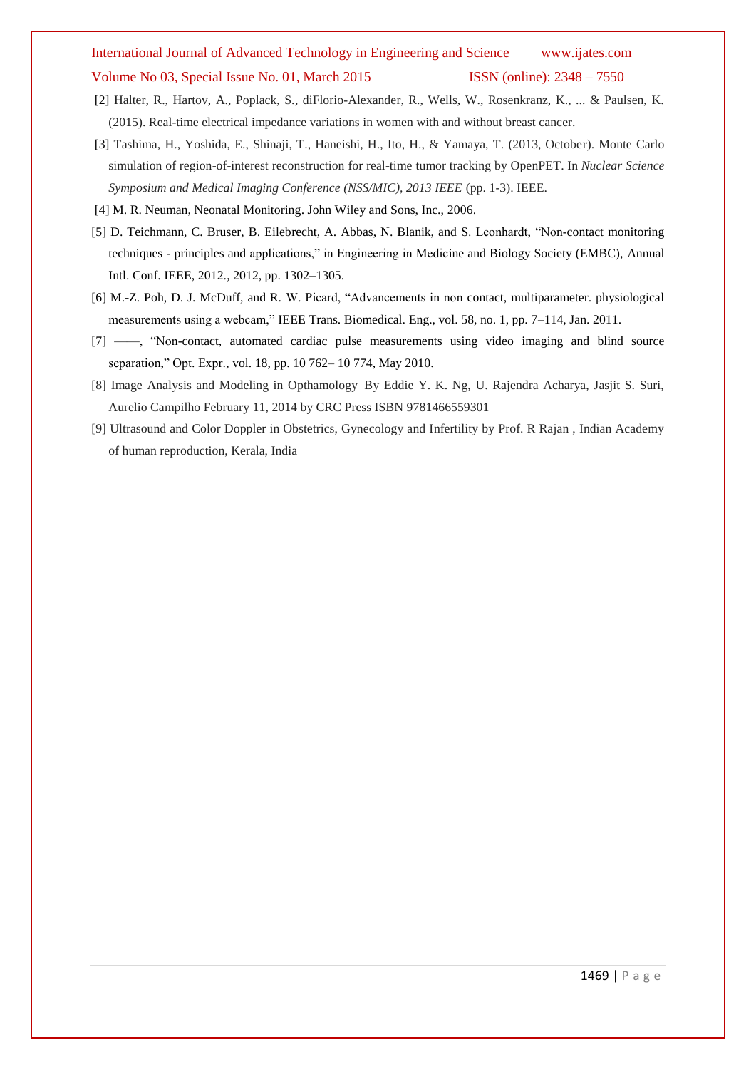[2] Halter, R., Hartov, A., Poplack, S., diFlorio-Alexander, R., Wells, W., Rosenkranz, K., ... & Paulsen, K. (2015). Real-time electrical impedance variations in women with and without breast cancer.

[3] Tashima, H., Yoshida, E., Shinaji, T., Haneishi, H., Ito, H., & Yamaya, T. (2013, October). Monte Carlo simulation of region-of-interest reconstruction for real-time tumor tracking by OpenPET. In *Nuclear Science Symposium and Medical Imaging Conference (NSS/MIC), 2013 IEEE* (pp. 1-3). IEEE.

[4] M. R. Neuman, Neonatal Monitoring. John Wiley and Sons, Inc., 2006.

[5] D. Teichmann, C. Bruser, B. Eilebrecht, A. Abbas, N. Blanik, and S. Leonhardt, "Non-contact monitoring techniques - principles and applications," in Engineering in Medicine and Biology Society (EMBC), Annual Intl. Conf. IEEE, 2012., 2012, pp. 1302–1305.

[6] M.-Z. Poh, D. J. McDuff, and R. W. Picard, "Advancements in non contact, multiparameter. physiological measurements using a webcam," IEEE Trans. Biomedical. Eng., vol. 58, no. 1, pp. 7–114, Jan. 2011.

[7] ——, "Non-contact, automated cardiac pulse measurements using video imaging and blind source separation," Opt. Expr., vol. 18, pp. 10 762– 10 774, May 2010.

[8] Image Analysis and Modeling in Opthamology By Eddie Y. K. Ng, U. Rajendra Acharya, Jasjit S. Suri, Aurelio Campilho February 11, 2014 by CRC Press ISBN 9781466559301

[9] Ultrasound and Color Doppler in Obstetrics, Gynecology and Infertility by Prof. R Rajan , Indian Academy of human reproduction, Kerala, India